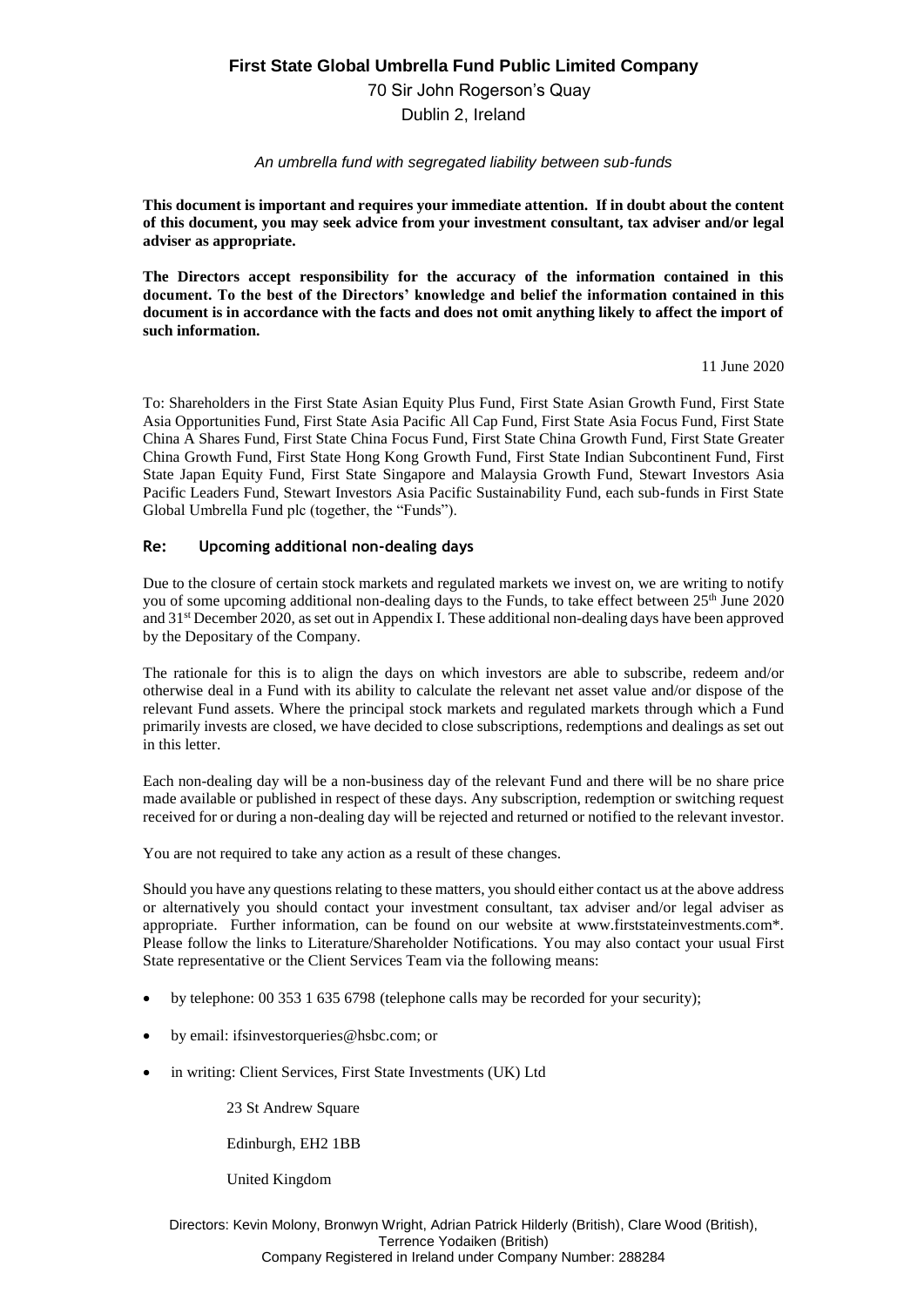**First State Global Umbrella Fund Public Limited Company**

70 Sir John Rogerson's Quay
Dublin 2, Ireland

*An umbrella fund with segregated liability between sub-funds*

**This document is important and requires your immediate attention. If in doubt about the content of this document, you may seek advice from your investment consultant, tax adviser and/or legal adviser as appropriate.**

**The Directors accept responsibility for the accuracy of the information contained in this document. To the best of the Directors' knowledge and belief the information contained in this document is in accordance with the facts and does not omit anything likely to affect the import of such information.**

11 June 2020

To: Shareholders in the First State Asian Equity Plus Fund, First State Asian Growth Fund, First State Asia Opportunities Fund, First State Asia Pacific All Cap Fund, First State Asia Focus Fund, First State China A Shares Fund, First State China Focus Fund, First State China Growth Fund, First State Greater China Growth Fund, First State Hong Kong Growth Fund, First State Indian Subcontinent Fund, First State Japan Equity Fund, First State Singapore and Malaysia Growth Fund, Stewart Investors Asia Pacific Leaders Fund, Stewart Investors Asia Pacific Sustainability Fund, each sub-funds in First State Global Umbrella Fund plc (together, the "Funds").

**Re: Upcoming additional non-dealing days**

Due to the closure of certain stock markets and regulated markets we invest on, we are writing to notify you of some upcoming additional non-dealing days to the Funds, to take effect between 25th June 2020 and 31st December 2020, as set out in Appendix I. These additional non-dealing days have been approved by the Depositary of the Company.

The rationale for this is to align the days on which investors are able to subscribe, redeem and/or otherwise deal in a Fund with its ability to calculate the relevant net asset value and/or dispose of the relevant Fund assets. Where the principal stock markets and regulated markets through which a Fund primarily invests are closed, we have decided to close subscriptions, redemptions and dealings as set out in this letter.

Each non-dealing day will be a non-business day of the relevant Fund and there will be no share price made available or published in respect of these days. Any subscription, redemption or switching request received for or during a non-dealing day will be rejected and returned or notified to the relevant investor.

You are not required to take any action as a result of these changes.

Should you have any questions relating to these matters, you should either contact us at the above address or alternatively you should contact your investment consultant, tax adviser and/or legal adviser as appropriate. Further information, can be found on our website at www.firststateinvestments.com*. Please follow the links to Literature/Shareholder Notifications. You may also contact your usual First State representative or the Client Services Team via the following means:

- by telephone: 00 353 1 635 6798 (telephone calls may be recorded for your security);
- by email: ifsinvestorqueries@hsbc.com; or
- in writing: Client Services, First State Investments (UK) Ltd

  23 St Andrew Square

  Edinburgh, EH2 1BB

  United Kingdom

Directors: Kevin Molony, Bronwyn Wright, Adrian Patrick Hilderly (British), Clare Wood (British), Terrence Yodaiken (British)
Company Registered in Ireland under Company Number: 288284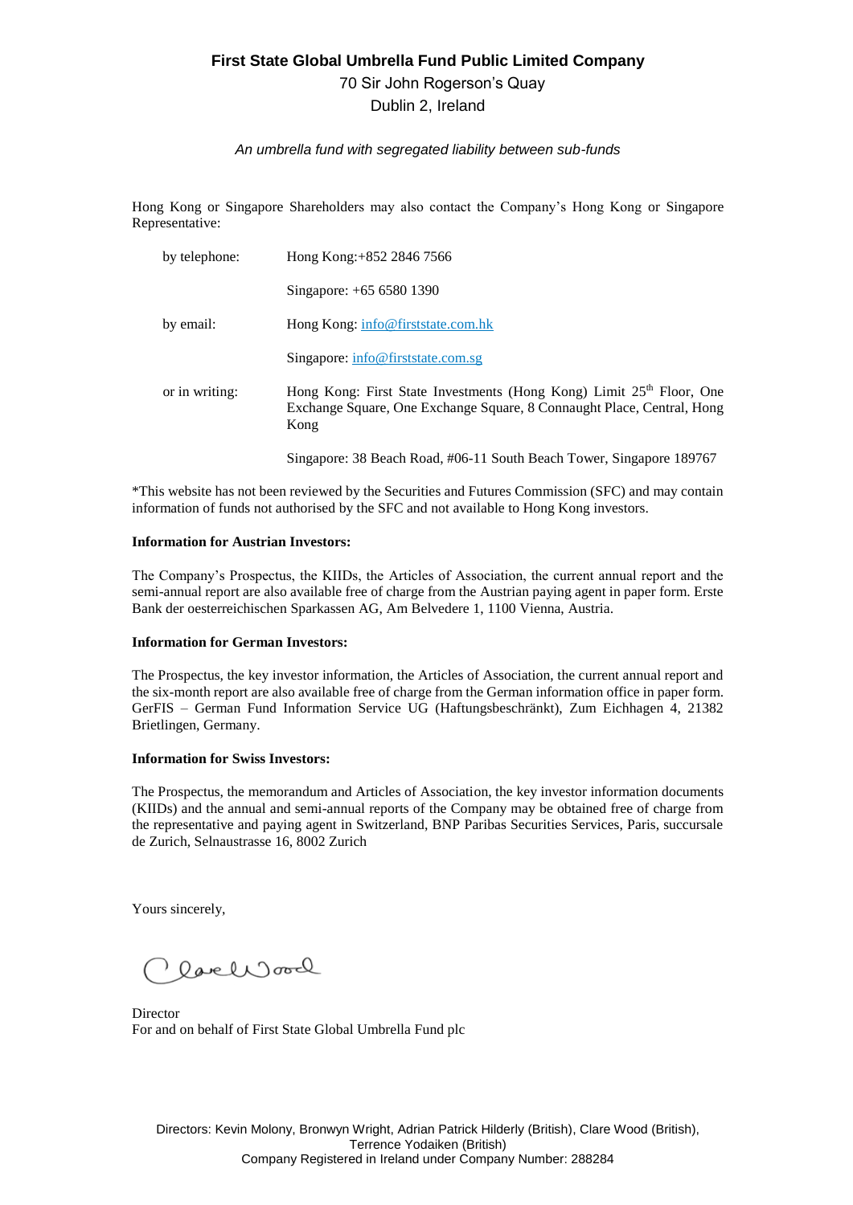**First State Global Umbrella Fund Public Limited Company**

70 Sir John Rogerson's Quay

Dublin 2, Ireland

*An umbrella fund with segregated liability between sub-funds*

Hong Kong or Singapore Shareholders may also contact the Company's Hong Kong or Singapore Representative:

| | |
|---|---|
| by telephone: | Hong Kong:+852 2846 7566 |
| | Singapore: +65 6580 1390 |
| by email: | Hong Kong: info@firststate.com.hk |
| | Singapore: info@firststate.com.sg |
| or in writing: | Hong Kong: First State Investments (Hong Kong) Limit 25th Floor, One Exchange Square, One Exchange Square, 8 Connaught Place, Central, Hong Kong |
| | Singapore: 38 Beach Road, #06-11 South Beach Tower, Singapore 189767 |

*This website has not been reviewed by the Securities and Futures Commission (SFC) and may contain information of funds not authorised by the SFC and not available to Hong Kong investors.

**Information for Austrian Investors:**

The Company's Prospectus, the KIIDs, the Articles of Association, the current annual report and the semi-annual report are also available free of charge from the Austrian paying agent in paper form. Erste Bank der oesterreichischen Sparkassen AG, Am Belvedere 1, 1100 Vienna, Austria.

**Information for German Investors:**

The Prospectus, the key investor information, the Articles of Association, the current annual report and the six-month report are also available free of charge from the German information office in paper form. GerFIS – German Fund Information Service UG (Haftungsbeschränkt), Zum Eichhagen 4, 21382 Brietlingen, Germany.

**Information for Swiss Investors:**

The Prospectus, the memorandum and Articles of Association, the key investor information documents (KIIDs) and the annual and semi-annual reports of the Company may be obtained free of charge from the representative and paying agent in Switzerland, BNP Paribas Securities Services, Paris, succursale de Zurich, Selnaustrasse 16, 8002 Zurich

Yours sincerely,

Clare Wood

Director
For and on behalf of First State Global Umbrella Fund plc

Directors: Kevin Molony, Bronwyn Wright, Adrian Patrick Hilderly (British), Clare Wood (British), Terrence Yodaiken (British)
Company Registered in Ireland under Company Number: 288284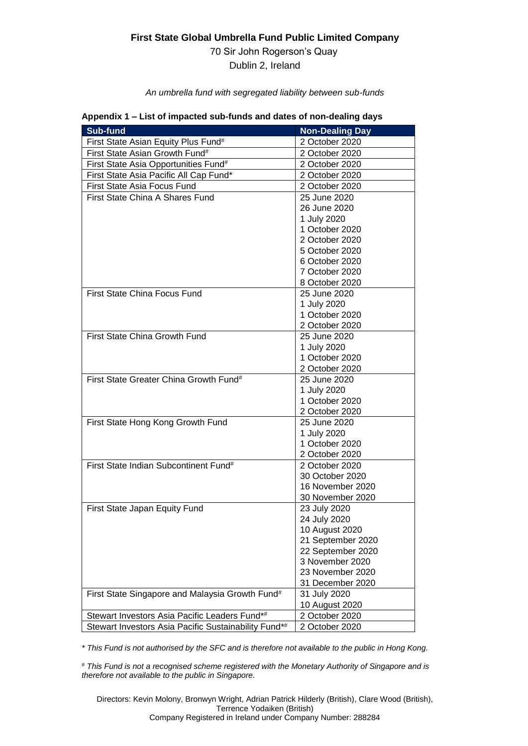**First State Global Umbrella Fund Public Limited Company**

70 Sir John Rogerson's Quay

Dublin 2, Ireland

*An umbrella fund with segregated liability between sub-funds*

**Appendix 1 – List of impacted sub-funds and dates of non-dealing days**

| Sub-fund | Non-Dealing Day |
|---|---|
| First State Asian Equity Plus Fund# | 2 October 2020 |
| First State Asian Growth Fund# | 2 October 2020 |
| First State Asia Opportunities Fund# | 2 October 2020 |
| First State Asia Pacific All Cap Fund* | 2 October 2020 |
| First State Asia Focus Fund | 2 October 2020 |
| First State China A Shares Fund | 25 June 2020<br>26 June 2020<br>1 July 2020<br>1 October 2020<br>2 October 2020<br>5 October 2020<br>6 October 2020<br>7 October 2020<br>8 October 2020 |
| First State China Focus Fund | 25 June 2020<br>1 July 2020<br>1 October 2020<br>2 October 2020 |
| First State China Growth Fund | 25 June 2020<br>1 July 2020<br>1 October 2020<br>2 October 2020 |
| First State Greater China Growth Fund# | 25 June 2020<br>1 July 2020<br>1 October 2020<br>2 October 2020 |
| First State Hong Kong Growth Fund | 25 June 2020<br>1 July 2020<br>1 October 2020<br>2 October 2020 |
| First State Indian Subcontinent Fund# | 2 October 2020<br>30 October 2020<br>16 November 2020<br>30 November 2020 |
| First State Japan Equity Fund | 23 July 2020<br>24 July 2020<br>10 August 2020<br>21 September 2020<br>22 September 2020<br>3 November 2020<br>23 November 2020<br>31 December 2020 |
| First State Singapore and Malaysia Growth Fund# | 31 July 2020<br>10 August 2020 |
| Stewart Investors Asia Pacific Leaders Fund*# | 2 October 2020 |
| Stewart Investors Asia Pacific Sustainability Fund*# | 2 October 2020 |

*\* This Fund is not authorised by the SFC and is therefore not available to the public in Hong Kong.*

*# This Fund is not a recognised scheme registered with the Monetary Authority of Singapore and is therefore not available to the public in Singapore.*

Directors: Kevin Molony, Bronwyn Wright, Adrian Patrick Hilderly (British), Clare Wood (British), Terrence Yodaiken (British)
Company Registered in Ireland under Company Number: 288284